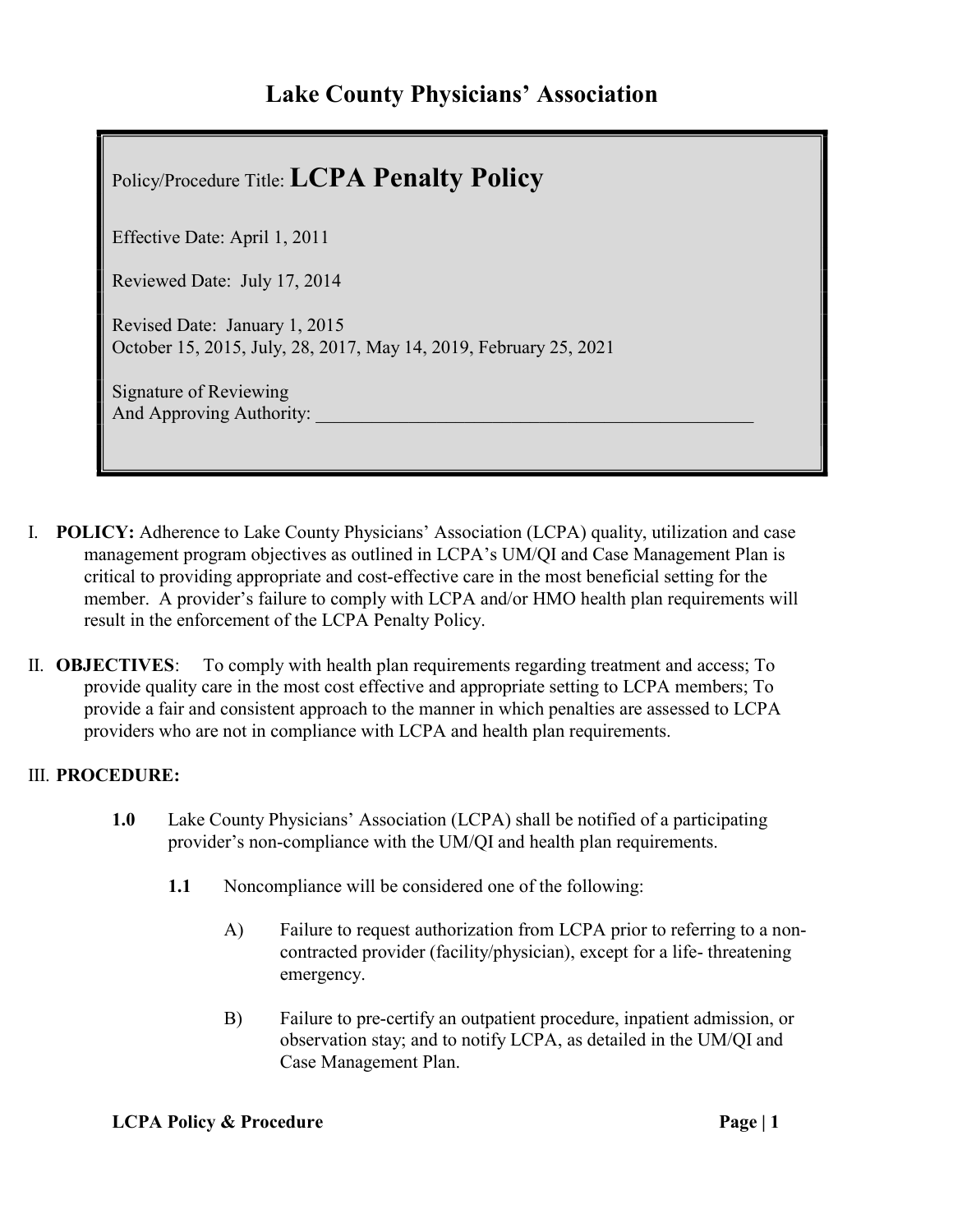# Lake County Physicians' Association

Policy/Procedure Title: **LCPA Penalty Policy**

Effective Date: April 1, 2011

Reviewed Date: July 17, 2014

Revised Date: January 1, 2015
October 15, 2015, July, 28, 2017, May 14, 2019, February 25, 2021

Signature of Reviewing
And Approving Authority: ________________________________________________

I. **POLICY:** Adherence to Lake County Physicians' Association (LCPA) quality, utilization and case management program objectives as outlined in LCPA's UM/QI and Case Management Plan is critical to providing appropriate and cost-effective care in the most beneficial setting for the member. A provider's failure to comply with LCPA and/or HMO health plan requirements will result in the enforcement of the LCPA Penalty Policy.

II. **OBJECTIVES**: To comply with health plan requirements regarding treatment and access; To provide quality care in the most cost effective and appropriate setting to LCPA members; To provide a fair and consistent approach to the manner in which penalties are assessed to LCPA providers who are not in compliance with LCPA and health plan requirements.

III. **PROCEDURE:**

**1.0** Lake County Physicians' Association (LCPA) shall be notified of a participating provider's non-compliance with the UM/QI and health plan requirements.

**1.1** Noncompliance will be considered one of the following:

A) Failure to request authorization from LCPA prior to referring to a non-contracted provider (facility/physician), except for a life- threatening emergency.

B) Failure to pre-certify an outpatient procedure, inpatient admission, or observation stay; and to notify LCPA, as detailed in the UM/QI and Case Management Plan.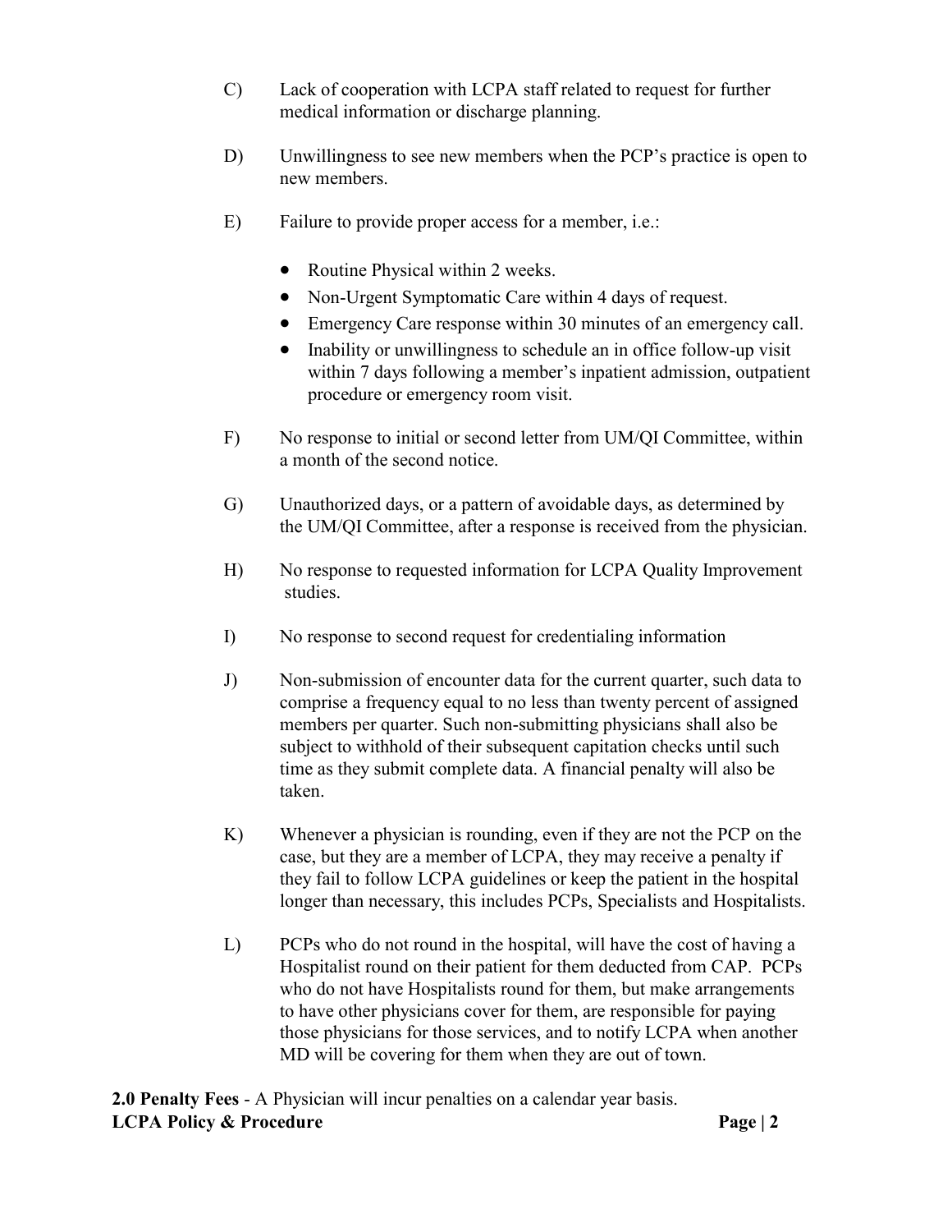C) Lack of cooperation with LCPA staff related to request for further medical information or discharge planning.

D) Unwillingness to see new members when the PCP's practice is open to new members.

E) Failure to provide proper access for a member, i.e.:

- Routine Physical within 2 weeks.
- Non-Urgent Symptomatic Care within 4 days of request.
- Emergency Care response within 30 minutes of an emergency call.
- Inability or unwillingness to schedule an in office follow-up visit within 7 days following a member's inpatient admission, outpatient procedure or emergency room visit.

F) No response to initial or second letter from UM/QI Committee, within a month of the second notice.

G) Unauthorized days, or a pattern of avoidable days, as determined by the UM/QI Committee, after a response is received from the physician.

H) No response to requested information for LCPA Quality Improvement studies.

I) No response to second request for credentialing information

J) Non-submission of encounter data for the current quarter, such data to comprise a frequency equal to no less than twenty percent of assigned members per quarter. Such non-submitting physicians shall also be subject to withhold of their subsequent capitation checks until such time as they submit complete data. A financial penalty will also be taken.

K) Whenever a physician is rounding, even if they are not the PCP on the case, but they are a member of LCPA, they may receive a penalty if they fail to follow LCPA guidelines or keep the patient in the hospital longer than necessary, this includes PCPs, Specialists and Hospitalists.

L) PCPs who do not round in the hospital, will have the cost of having a Hospitalist round on their patient for them deducted from CAP. PCPs who do not have Hospitalists round for them, but make arrangements to have other physicians cover for them, are responsible for paying those physicians for those services, and to notify LCPA when another MD will be covering for them when they are out of town.

**2.0 Penalty Fees** - A Physician will incur penalties on a calendar year basis.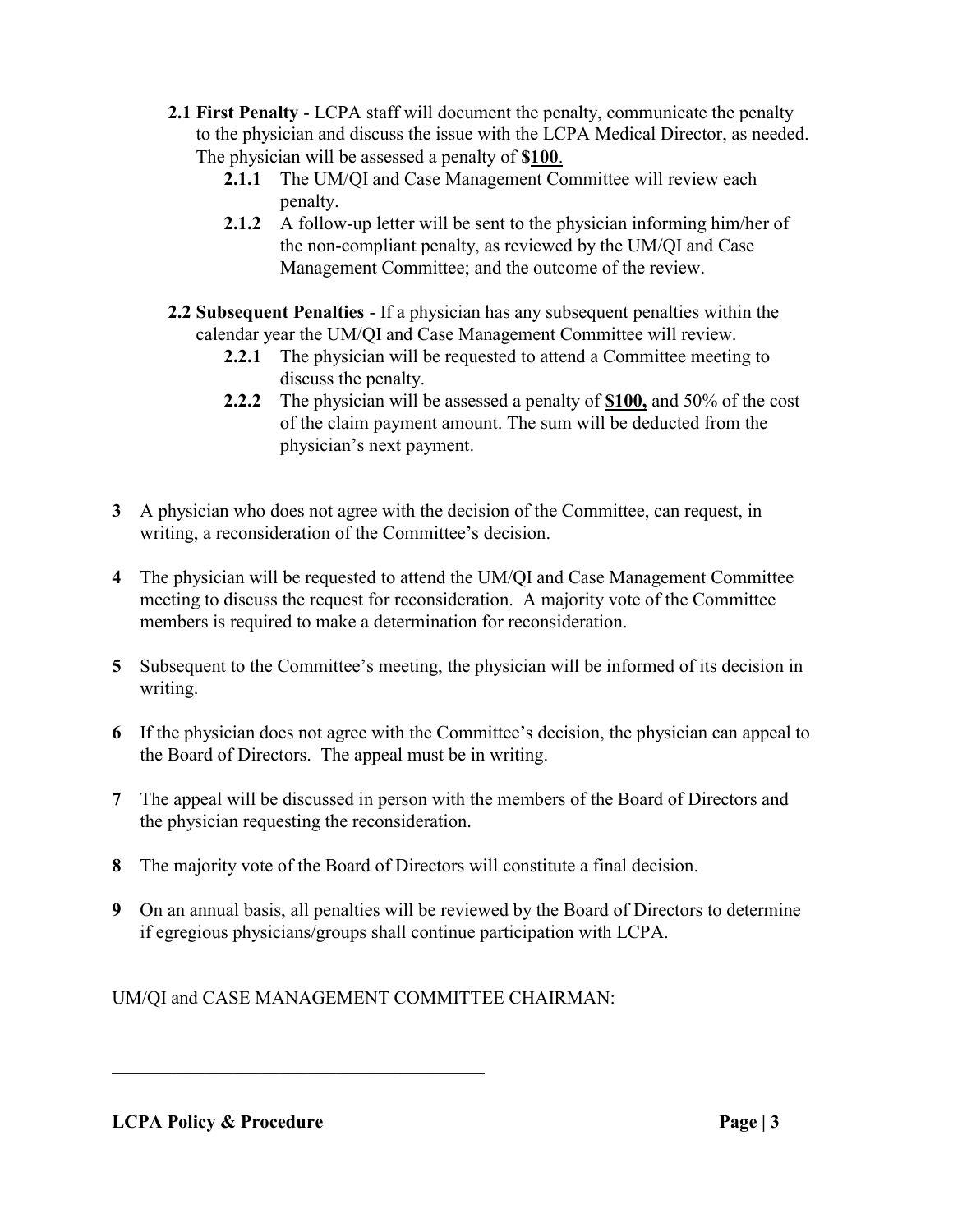- **2.1 First Penalty** - LCPA staff will document the penalty, communicate the penalty to the physician and discuss the issue with the LCPA Medical Director, as needed. The physician will be assessed a penalty of **$<u>100</u>**.
  - **2.1.1** The UM/QI and Case Management Committee will review each penalty.
  - **2.1.2** A follow-up letter will be sent to the physician informing him/her of the non-compliant penalty, as reviewed by the UM/QI and Case Management Committee; and the outcome of the review.

- **2.2 Subsequent Penalties** - If a physician has any subsequent penalties within the calendar year the UM/QI and Case Management Committee will review.
  - **2.2.1** The physician will be requested to attend a Committee meeting to discuss the penalty.
  - **2.2.2** The physician will be assessed a penalty of **<u>$100,</u>** and 50% of the cost of the claim payment amount. The sum will be deducted from the physician's next payment.

**3** A physician who does not agree with the decision of the Committee, can request, in writing, a reconsideration of the Committee's decision.

**4** The physician will be requested to attend the UM/QI and Case Management Committee meeting to discuss the request for reconsideration. A majority vote of the Committee members is required to make a determination for reconsideration.

**5** Subsequent to the Committee's meeting, the physician will be informed of its decision in writing.

**6** If the physician does not agree with the Committee's decision, the physician can appeal to the Board of Directors. The appeal must be in writing.

**7** The appeal will be discussed in person with the members of the Board of Directors and the physician requesting the reconsideration.

**8** The majority vote of the Board of Directors will constitute a final decision.

**9** On an annual basis, all penalties will be reviewed by the Board of Directors to determine if egregious physicians/groups shall continue participation with LCPA.

UM/QI and CASE MANAGEMENT COMMITTEE CHAIRMAN:

\_\_\_\_\_\_\_\_\_\_\_\_\_\_\_\_\_\_\_\_\_\_\_\_\_\_\_\_\_\_\_\_\_\_\_\_\_\_\_\_